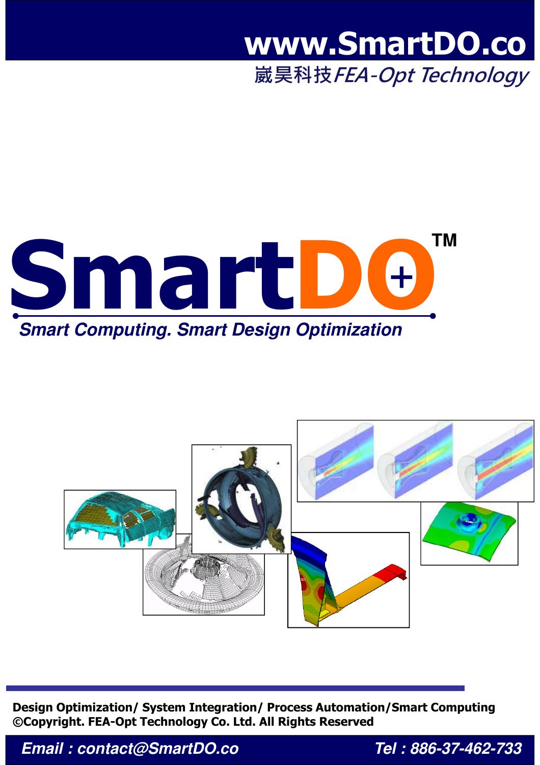**www.SmartDO.co**

崴昊科技*FEA-Opt Technology*

# SmartDO™

***Smart Computing. Smart Design Optimization***

**Design Optimization/ System Integration/ Process Automation/Smart Computing**

**©Copyright. FEA-Opt Technology Co. Ltd. All Rights Reserved**

***Email : contact@SmartDO.co*** ***Tel : 886-37-462-733***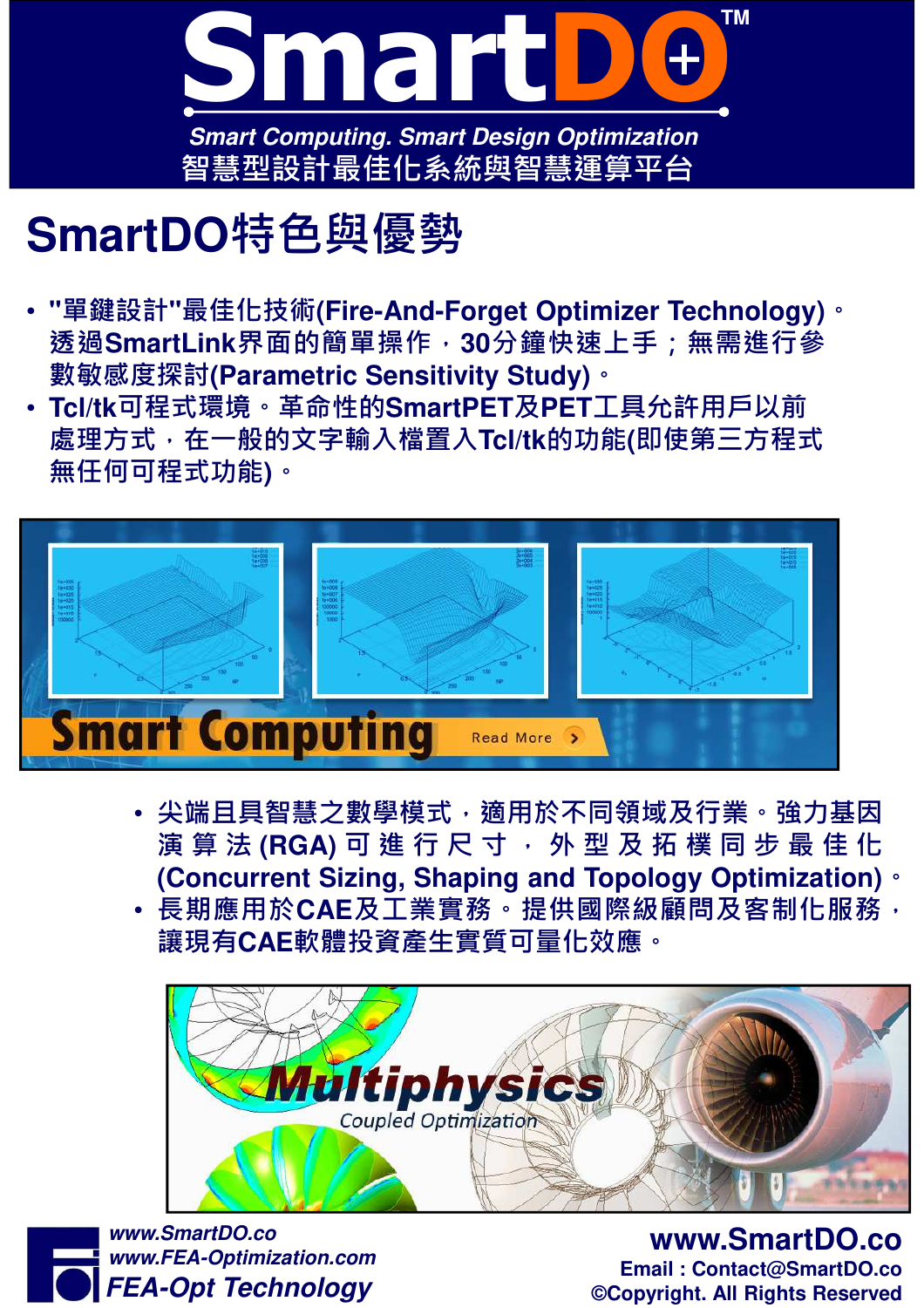# SmartDO™

*Smart Computing. Smart Design Optimization*

智慧型設計最佳化系統與智慧運算平台

## SmartDO特色與優勢

- "單鍵設計"最佳化技術(Fire-And-Forget Optimizer Technology)。透過SmartLink界面的簡單操作，30分鐘快速上手；無需進行參數敏感度探討(Parametric Sensitivity Study)。
- Tcl/tk可程式環境。革命性的SmartPET及PET工具允許用戶以前處理方式，在一般的文字輸入檔置入Tcl/tk的功能(即使第三方程式無任何可程式功能)。

Smart Computing

Read More

- 尖端且具智慧之數學模式，適用於不同領域及行業。強力基因演算法(RGA)可進行尺寸，外型及拓樸同步最佳化(Concurrent Sizing, Shaping and Topology Optimization)。
- 長期應用於CAE及工業實務。提供國際級顧問及客制化服務，讓現有CAE軟體投資產生實質可量化效應。

Multiphysics

Coupled Optimization

*www.SmartDO.co*
*www.FEA-Optimization.com*
***FEA-Opt Technology***

**www.SmartDO.co**
**Email : Contact@SmartDO.co**
**©Copyright. All Rights Reserved**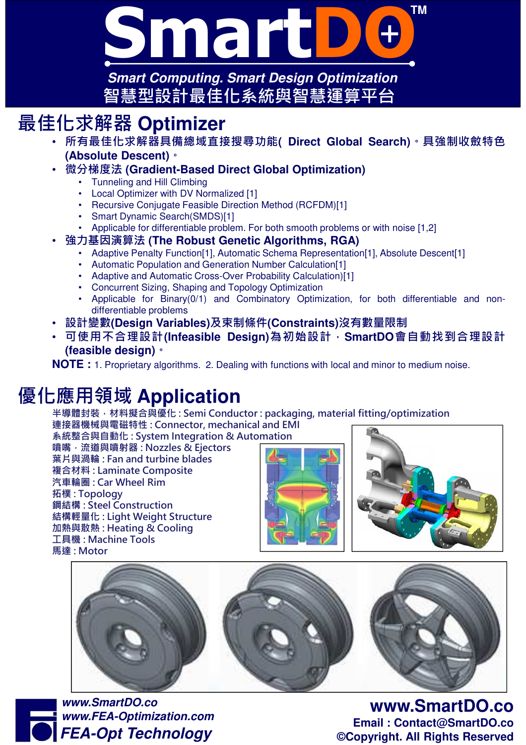# SmartDO+™

***Smart Computing. Smart Design Optimization***

**智慧型設計最佳化系統與智慧運算平台**

## 最佳化求解器 Optimizer

- **所有最佳化求解器具備總域直接搜尋功能( Direct Global Search)。具強制收斂特色 (Absolute Descent)。**
- **微分梯度法 (Gradient-Based Direct Global Optimization)**
  - Tunneling and Hill Climbing
  - Local Optimizer with DV Normalized [1]
  - Recursive Conjugate Feasible Direction Method (RCFDM)[1]
  - Smart Dynamic Search(SMDS)[1]
  - Applicable for differentiable problem. For both smooth problems or with noise [1,2]
- **強力基因演算法 (The Robust Genetic Algorithms, RGA)**
  - Adaptive Penalty Function[1], Automatic Schema Representation[1], Absolute Descent[1]
  - Automatic Population and Generation Number Calculation[1]
  - Adaptive and Automatic Cross-Over Probability Calculation)[1]
  - Concurrent Sizing, Shaping and Topology Optimization
  - Applicable for Binary(0/1) and Combinatory Optimization, for both differentiable and non-differentiable problems
- **設計變數(Design Variables)及束制條件(Constraints)沒有數量限制**
- **可使用不合理設計(Infeasible Design)為初始設計，SmartDO會自動找到合理設計 (feasible design)。**

**NOTE :** 1. Proprietary algorithms. 2. Dealing with functions with local and minor to medium noise.

## 優化應用領域 Application

半導體封裝，材料擬合與優化 : Semi Conductor : packaging, material fitting/optimization
連接器機械與電磁特性 : Connector, mechanical and EMI
系統整合與自動化 : System Integration & Automation
噴嘴，流道與噴射器 : Nozzles & Ejectors
葉片與渦輪 : Fan and turbine blades
複合材料 : Laminate Composite
汽車輪圈 : Car Wheel Rim
拓樸 : Topology
鋼結構 : Steel Construction
結構輕量化 : Light Weight Structure
加熱與散熱 : Heating & Cooling
工具機 : Machine Tools
馬達 : Motor

***www.SmartDO.co***
***www.FEA-Optimization.com***
***FEA-Opt Technology***

**www.SmartDO.co**
**Email : Contact@SmartDO.co**
**©Copyright. All Rights Reserved**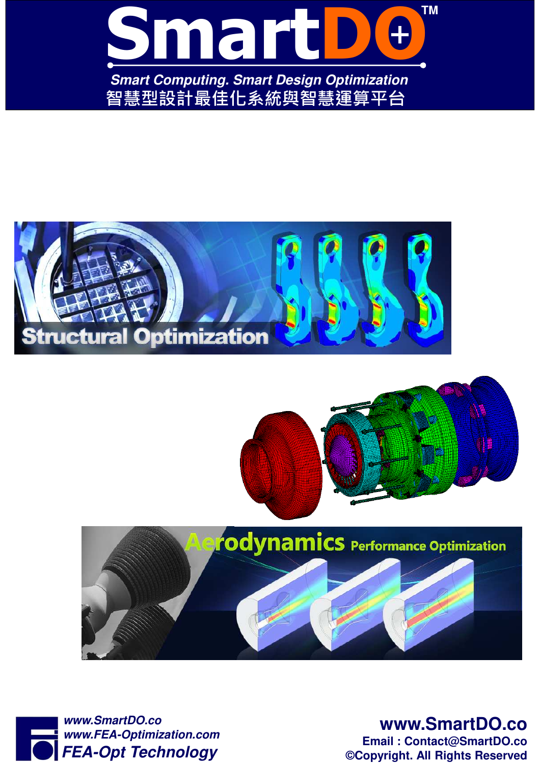# SmartDO™

*Smart Computing. Smart Design Optimization*

智慧型設計最佳化系統與智慧運算平台

*www.SmartDO.co*
*www.FEA-Optimization.com*
***FEA-Opt Technology***

**www.SmartDO.co**
**Email : Contact@SmartDO.co**
**©Copyright. All Rights Reserved**